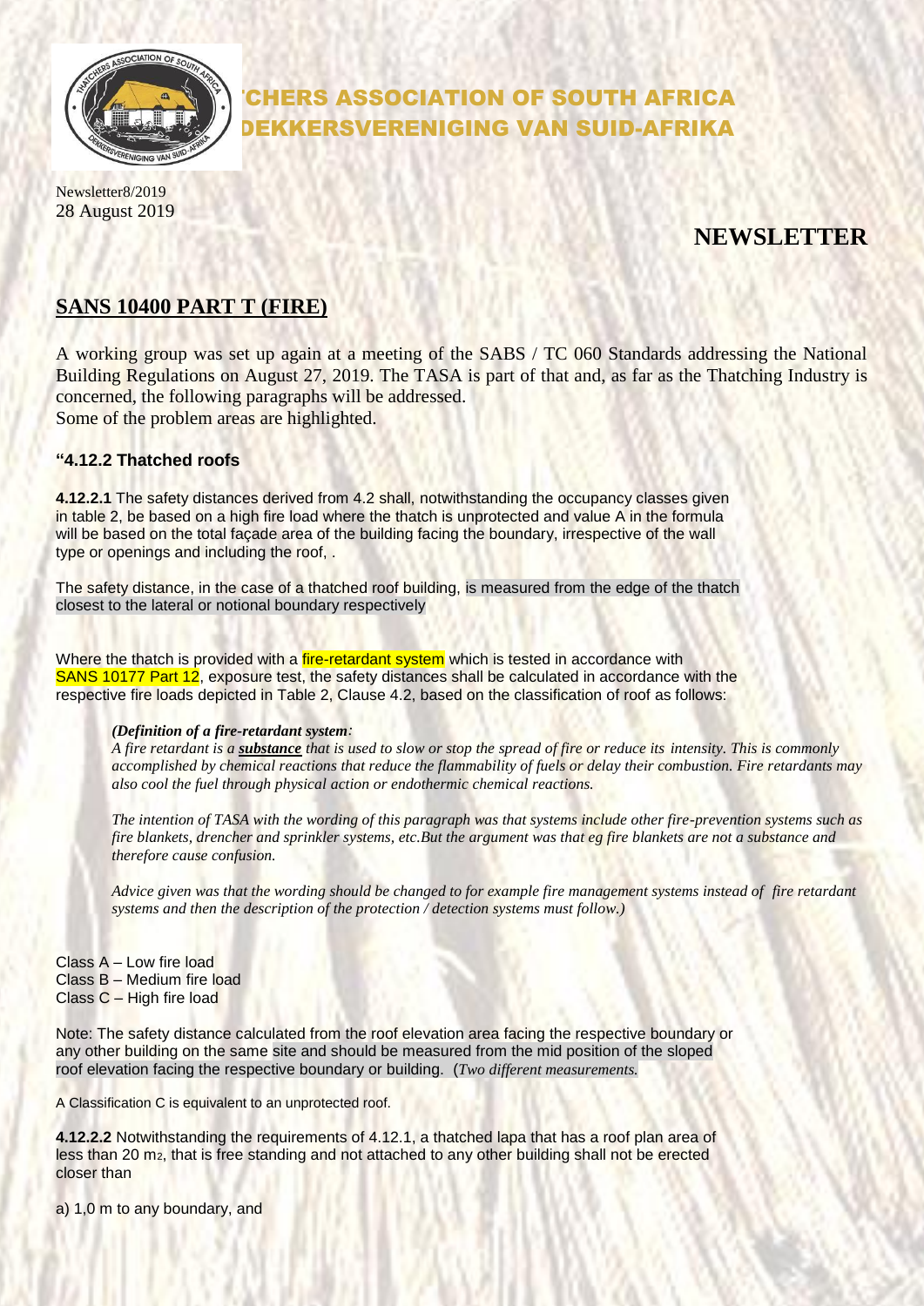# 'CHERS ASSOCIATION OF SOUTH AFRICA
# DEKKERSVERENIGING VAN SUID-AFRIKA

Newsletter8/2019
28 August 2019

## NEWSLETTER

## SANS 10400 PART T (FIRE)

A working group was set up again at a meeting of the SABS / TC 060 Standards addressing the National Building Regulations on August 27, 2019. The TASA is part of that and, as far as the Thatching Industry is concerned, the following paragraphs will be addressed.
Some of the problem areas are highlighted.

### "4.12.2 Thatched roofs

**4.12.2.1** The safety distances derived from 4.2 shall, notwithstanding the occupancy classes given in table 2, be based on a high fire load where the thatch is unprotected and value A in the formula will be based on the total façade area of the building facing the boundary, irrespective of the wall type or openings and including the roof, .

The safety distance, in the case of a thatched roof building, is measured from the edge of the thatch closest to the lateral or notional boundary respectively

Where the thatch is provided with a fire-retardant system which is tested in accordance with SANS 10177 Part 12, exposure test, the safety distances shall be calculated in accordance with the respective fire loads depicted in Table 2, Clause 4.2, based on the classification of roof as follows:

> ***(Definition of a fire-retardant system:***
> *A fire retardant is a* ***substance*** *that is used to slow or stop the spread of fire or reduce its intensity. This is commonly accomplished by chemical reactions that reduce the flammability of fuels or delay their combustion. Fire retardants may also cool the fuel through physical action or endothermic chemical reactions.*
>
> *The intention of TASA with the wording of this paragraph was that systems include other fire-prevention systems such as fire blankets, drencher and sprinkler systems, etc.But the argument was that eg fire blankets are not a substance and therefore cause confusion.*
>
> *Advice given was that the wording should be changed to for example fire management systems instead of fire retardant systems and then the description of the protection / detection systems must follow.)*

Class A – Low fire load
Class B – Medium fire load
Class C – High fire load

Note: The safety distance calculated from the roof elevation area facing the respective boundary or any other building on the same site and should be measured from the mid position of the sloped roof elevation facing the respective boundary or building. (*Two different measurements.*

A Classification C is equivalent to an unprotected roof.

**4.12.2.2** Notwithstanding the requirements of 4.12.1, a thatched lapa that has a roof plan area of less than 20 $m_2$, that is free standing and not attached to any other building shall not be erected closer than

a) 1,0 m to any boundary, and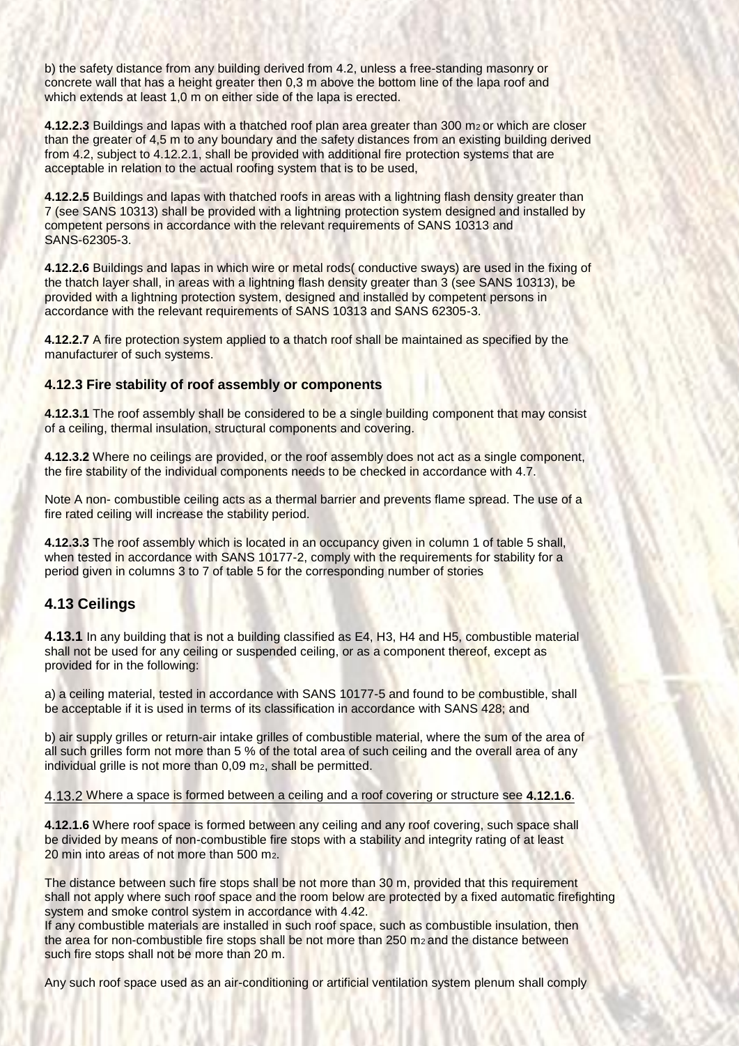b) the safety distance from any building derived from 4.2, unless a free-standing masonry or concrete wall that has a height greater then 0,3 m above the bottom line of the lapa roof and which extends at least 1,0 m on either side of the lapa is erected.

**4.12.2.3** Buildings and lapas with a thatched roof plan area greater than 300 $m^2$ or which are closer than the greater of 4,5 m to any boundary and the safety distances from an existing building derived from 4.2, subject to 4.12.2.1, shall be provided with additional fire protection systems that are acceptable in relation to the actual roofing system that is to be used,

**4.12.2.5** Buildings and lapas with thatched roofs in areas with a lightning flash density greater than 7 (see SANS 10313) shall be provided with a lightning protection system designed and installed by competent persons in accordance with the relevant requirements of SANS 10313 and SANS-62305-3.

**4.12.2.6** Buildings and lapas in which wire or metal rods( conductive sways) are used in the fixing of the thatch layer shall, in areas with a lightning flash density greater than 3 (see SANS 10313), be provided with a lightning protection system, designed and installed by competent persons in accordance with the relevant requirements of SANS 10313 and SANS 62305-3.

**4.12.2.7** A fire protection system applied to a thatch roof shall be maintained as specified by the manufacturer of such systems.

### 4.12.3 Fire stability of roof assembly or components

**4.12.3.1** The roof assembly shall be considered to be a single building component that may consist of a ceiling, thermal insulation, structural components and covering.

**4.12.3.2** Where no ceilings are provided, or the roof assembly does not act as a single component, the fire stability of the individual components needs to be checked in accordance with 4.7.

Note A non- combustible ceiling acts as a thermal barrier and prevents flame spread. The use of a fire rated ceiling will increase the stability period.

**4.12.3.3** The roof assembly which is located in an occupancy given in column 1 of table 5 shall, when tested in accordance with SANS 10177-2, comply with the requirements for stability for a period given in columns 3 to 7 of table 5 for the corresponding number of stories

## 4.13 Ceilings

**4.13.1** In any building that is not a building classified as E4, H3, H4 and H5, combustible material shall not be used for any ceiling or suspended ceiling, or as a component thereof, except as provided for in the following:

a) a ceiling material, tested in accordance with SANS 10177-5 and found to be combustible, shall be acceptable if it is used in terms of its classification in accordance with SANS 428; and

b) air supply grilles or return-air intake grilles of combustible material, where the sum of the area of all such grilles form not more than 5 % of the total area of such ceiling and the overall area of any individual grille is not more than 0,09 $m^2$, shall be permitted.

4.13.2 Where a space is formed between a ceiling and a roof covering or structure see **4.12.1.6**.

**4.12.1.6** Where roof space is formed between any ceiling and any roof covering, such space shall be divided by means of non-combustible fire stops with a stability and integrity rating of at least 20 min into areas of not more than 500 $m^2$.

The distance between such fire stops shall be not more than 30 m, provided that this requirement shall not apply where such roof space and the room below are protected by a fixed automatic firefighting system and smoke control system in accordance with 4.42.
If any combustible materials are installed in such roof space, such as combustible insulation, then the area for non-combustible fire stops shall be not more than 250 $m^2$ and the distance between such fire stops shall not be more than 20 m.

Any such roof space used as an air-conditioning or artificial ventilation system plenum shall comply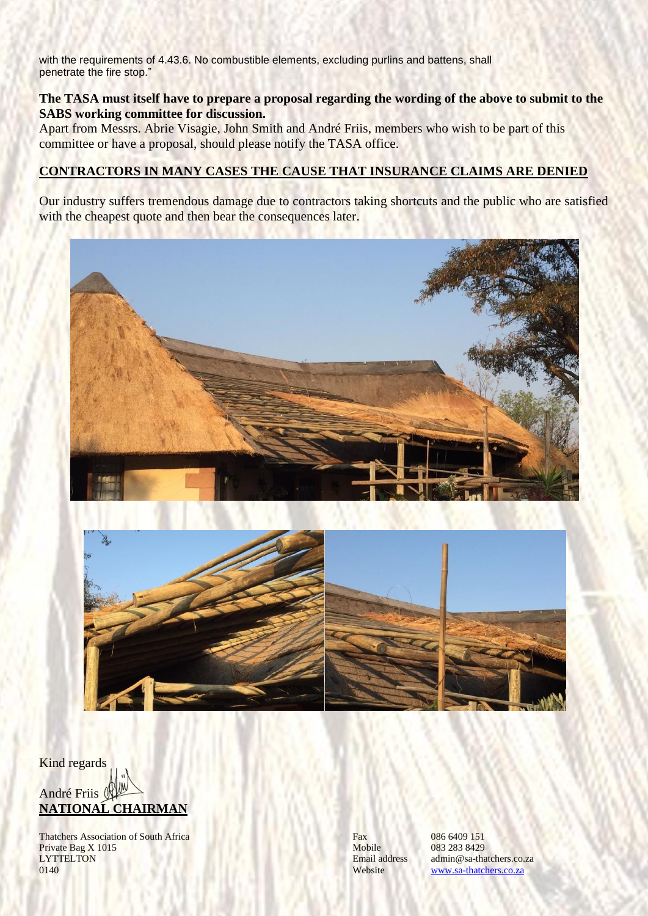with the requirements of 4.43.6. No combustible elements, excluding purlins and battens, shall penetrate the fire stop."

**The TASA must itself have to prepare a proposal regarding the wording of the above to submit to the SABS working committee for discussion.**

Apart from Messrs. Abrie Visagie, John Smith and André Friis, members who wish to be part of this committee or have a proposal, should please notify the TASA office.

## CONTRACTORS IN MANY CASES THE CAUSE THAT INSURANCE CLAIMS ARE DENIED

Our industry suffers tremendous damage due to contractors taking shortcuts and the public who are satisfied with the cheapest quote and then bear the consequences later.

Kind regards

André Friis

**NATIONAL CHAIRMAN**

Thatchers Association of South Africa
Private Bag X 1015
LYTTELTON
0140

Fax 086 6409 151
Mobile 083 283 8429
Email address admin@sa-thatchers.co.za
Website www.sa-thatchers.co.za